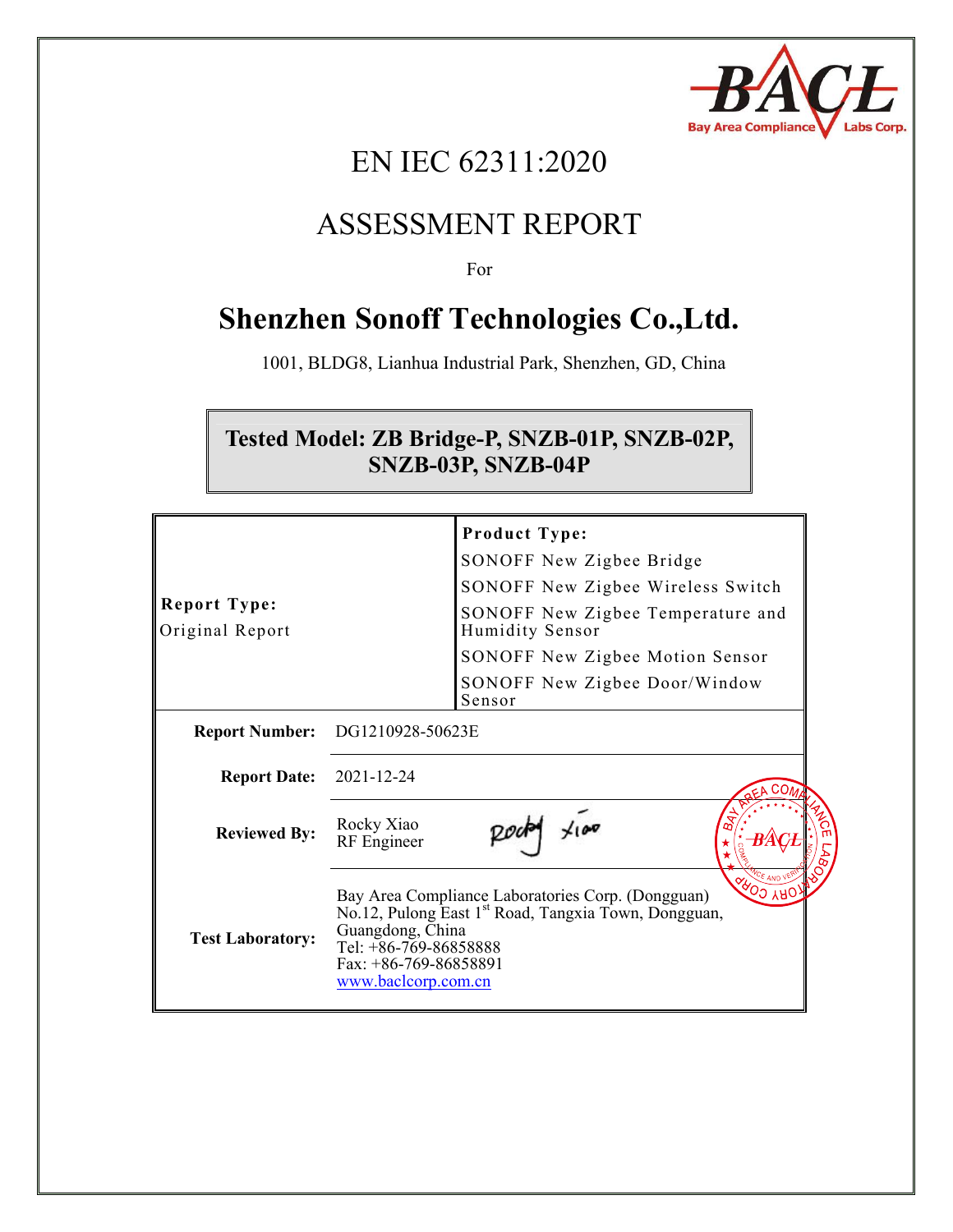# EN IEC 62311:2020

# ASSESSMENT REPORT

For

# Shenzhen Sonoff Technologies Co.,Ltd.

1001, BLDG8, Lianhua Industrial Park, Shenzhen, GD, China

**Tested Model: ZB Bridge-P, SNZB-01P, SNZB-02P, SNZB-03P, SNZB-04P**

| | |
|---|---|
| **Report Type:**<br>Original Report | **Product Type:**<br>SONOFF New Zigbee Bridge<br>SONOFF New Zigbee Wireless Switch<br>SONOFF New Zigbee Temperature and Humidity Sensor<br>SONOFF New Zigbee Motion Sensor<br>SONOFF New Zigbee Door/Window Sensor |
| **Report Number:** | DG1210928-50623E |
| **Report Date:** | 2021-12-24 |
| **Reviewed By:** | Rocky Xiao<br>RF Engineer |
| **Test Laboratory:** | Bay Area Compliance Laboratories Corp. (Dongguan)<br>No.12, Pulong East 1st Road, Tangxia Town, Dongguan, Guangdong, China<br>Tel: +86-769-86858888<br>Fax: +86-769-86858891<br>www.baclcorp.com.cn |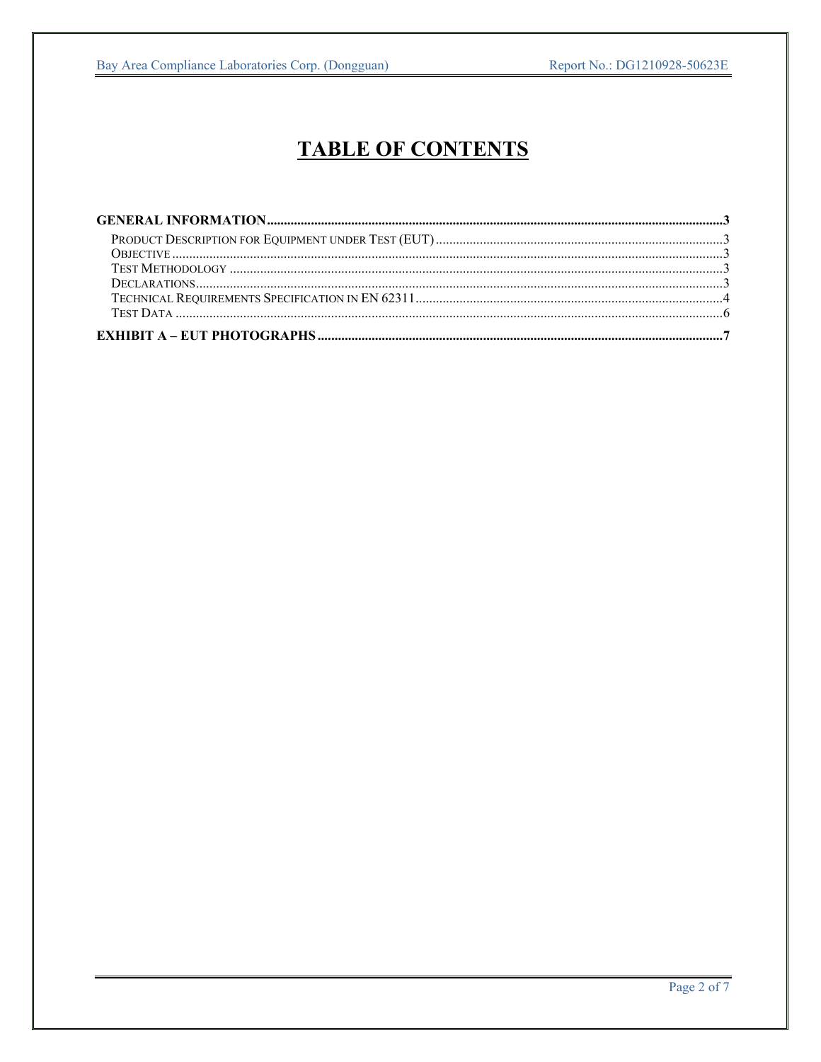# TABLE OF CONTENTS

**GENERAL INFORMATION** .......... **3**

- PRODUCT DESCRIPTION FOR EQUIPMENT UNDER TEST (EUT) .......... 3
- OBJECTIVE .......... 3
- TEST METHODOLOGY .......... 3
- DECLARATIONS .......... 3
- TECHNICAL REQUIREMENTS SPECIFICATION IN EN 62311 .......... 4
- TEST DATA .......... 6

**EXHIBIT A – EUT PHOTOGRAPHS** .......... **7**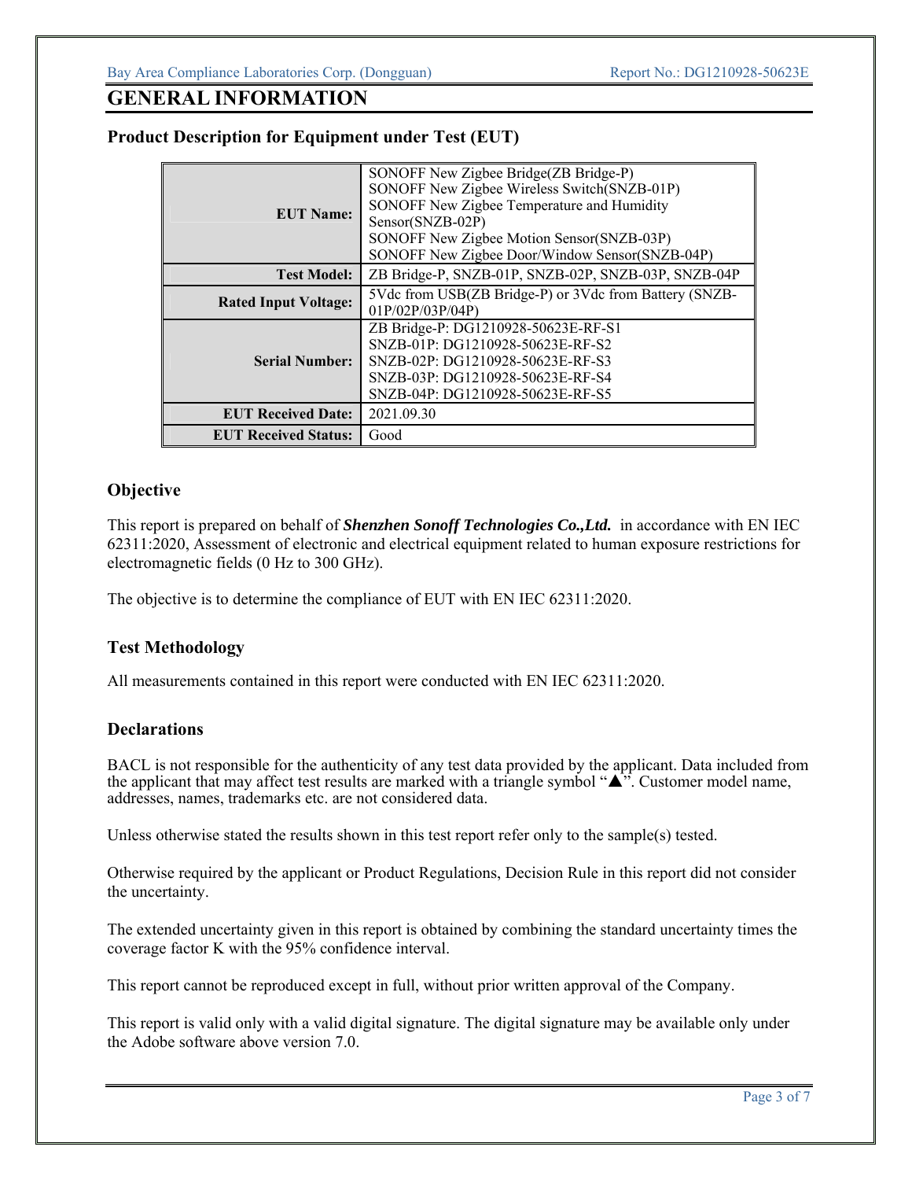# GENERAL INFORMATION

## Product Description for Equipment under Test (EUT)

| | |
|---|---|
| **EUT Name:** | SONOFF New Zigbee Bridge(ZB Bridge-P)<br>SONOFF New Zigbee Wireless Switch(SNZB-01P)<br>SONOFF New Zigbee Temperature and Humidity Sensor(SNZB-02P)<br>SONOFF New Zigbee Motion Sensor(SNZB-03P)<br>SONOFF New Zigbee Door/Window Sensor(SNZB-04P) |
| **Test Model:** | ZB Bridge-P, SNZB-01P, SNZB-02P, SNZB-03P, SNZB-04P |
| **Rated Input Voltage:** | 5Vdc from USB(ZB Bridge-P) or 3Vdc from Battery (SNZB-01P/02P/03P/04P) |
| **Serial Number:** | ZB Bridge-P: DG1210928-50623E-RF-S1<br>SNZB-01P: DG1210928-50623E-RF-S2<br>SNZB-02P: DG1210928-50623E-RF-S3<br>SNZB-03P: DG1210928-50623E-RF-S4<br>SNZB-04P: DG1210928-50623E-RF-S5 |
| **EUT Received Date:** | 2021.09.30 |
| **EUT Received Status:** | Good |

## Objective

This report is prepared on behalf of ***Shenzhen Sonoff Technologies Co.,Ltd.*** in accordance with EN IEC 62311:2020, Assessment of electronic and electrical equipment related to human exposure restrictions for electromagnetic fields (0 Hz to 300 GHz).

The objective is to determine the compliance of EUT with EN IEC 62311:2020.

## Test Methodology

All measurements contained in this report were conducted with EN IEC 62311:2020.

## Declarations

BACL is not responsible for the authenticity of any test data provided by the applicant. Data included from the applicant that may affect test results are marked with a triangle symbol "▲". Customer model name, addresses, names, trademarks etc. are not considered data.

Unless otherwise stated the results shown in this test report refer only to the sample(s) tested.

Otherwise required by the applicant or Product Regulations, Decision Rule in this report did not consider the uncertainty.

The extended uncertainty given in this report is obtained by combining the standard uncertainty times the coverage factor K with the 95% confidence interval.

This report cannot be reproduced except in full, without prior written approval of the Company.

This report is valid only with a valid digital signature. The digital signature may be available only under the Adobe software above version 7.0.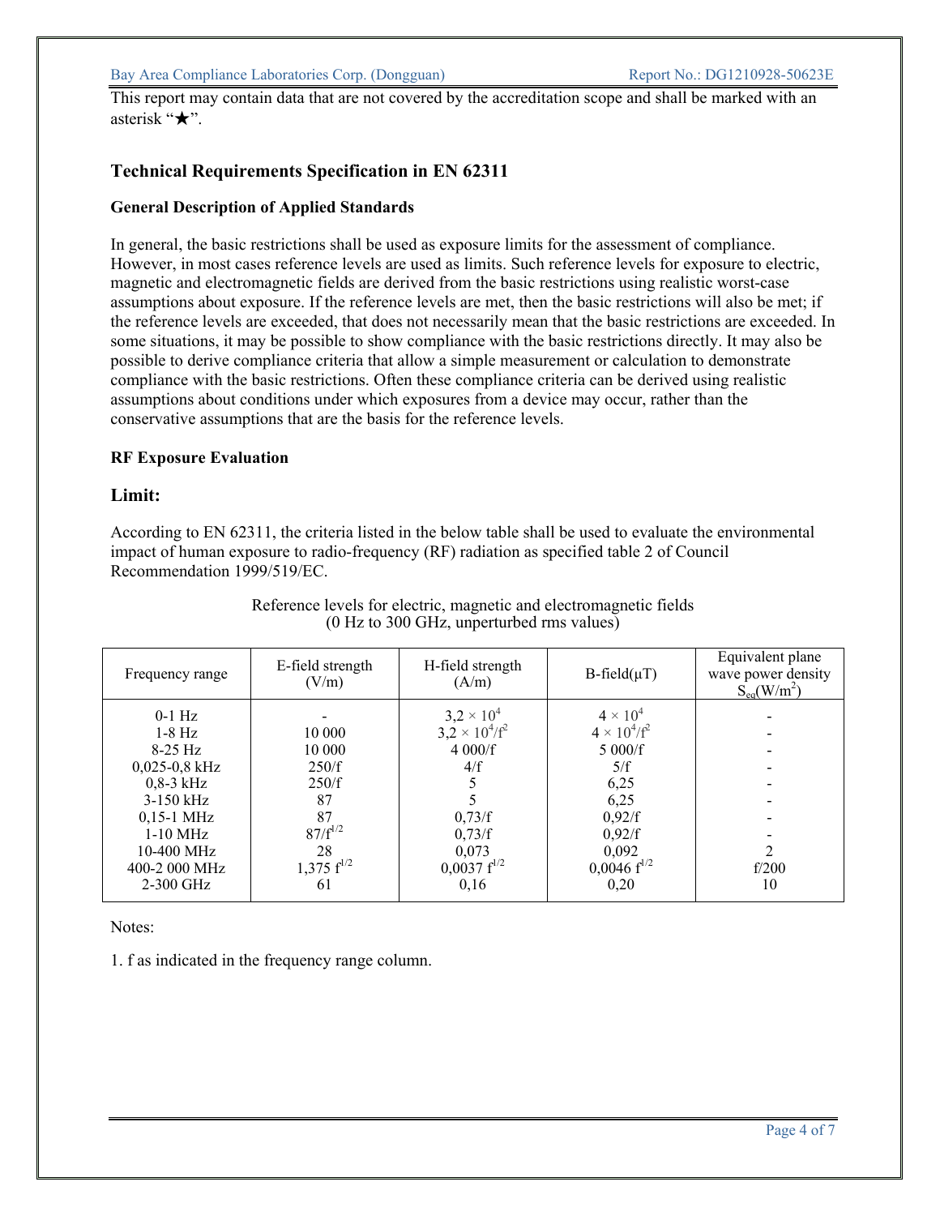This report may contain data that are not covered by the accreditation scope and shall be marked with an asterisk "★".

## Technical Requirements Specification in EN 62311

### General Description of Applied Standards

In general, the basic restrictions shall be used as exposure limits for the assessment of compliance. However, in most cases reference levels are used as limits. Such reference levels for exposure to electric, magnetic and electromagnetic fields are derived from the basic restrictions using realistic worst-case assumptions about exposure. If the reference levels are met, then the basic restrictions will also be met; if the reference levels are exceeded, that does not necessarily mean that the basic restrictions are exceeded. In some situations, it may be possible to show compliance with the basic restrictions directly. It may also be possible to derive compliance criteria that allow a simple measurement or calculation to demonstrate compliance with the basic restrictions. Often these compliance criteria can be derived using realistic assumptions about conditions under which exposures from a device may occur, rather than the conservative assumptions that are the basis for the reference levels.

### RF Exposure Evaluation

## Limit:

According to EN 62311, the criteria listed in the below table shall be used to evaluate the environmental impact of human exposure to radio-frequency (RF) radiation as specified table 2 of Council Recommendation 1999/519/EC.

Reference levels for electric, magnetic and electromagnetic fields
(0 Hz to 300 GHz, unperturbed rms values)

| Frequency range | E-field strength (V/m) | H-field strength (A/m) | B-field(μT) | Equivalent plane wave power density $S_{eq}(W/m^2)$ |
|---|---|---|---|---|
| 0-1 Hz | - | $3,2 \times 10^4$ | $4 \times 10^4$ | - |
| 1-8 Hz | 10 000 | $3,2 \times 10^4/f^2$ | $4 \times 10^4/f^2$ | - |
| 8-25 Hz | 10 000 | 4 000/f | 5 000/f | - |
| 0,025-0,8 kHz | 250/f | 4/f | 5/f | - |
| 0,8-3 kHz | 250/f | 5 | 6,25 | - |
| 3-150 kHz | 87 | 5 | 6,25 | - |
| 0,15-1 MHz | 87 | 0,73/f | 0,92/f | - |
| 1-10 MHz | $87/f^{1/2}$ | 0,73/f | 0,92/f | - |
| 10-400 MHz | 28 | 0,073 | 0,092 | 2 |
| 400-2 000 MHz | $1,375\ f^{1/2}$ | $0,0037\ f^{1/2}$ | $0,0046\ f^{1/2}$ | f/200 |
| 2-300 GHz | 61 | 0,16 | 0,20 | 10 |

Notes:

1. f as indicated in the frequency range column.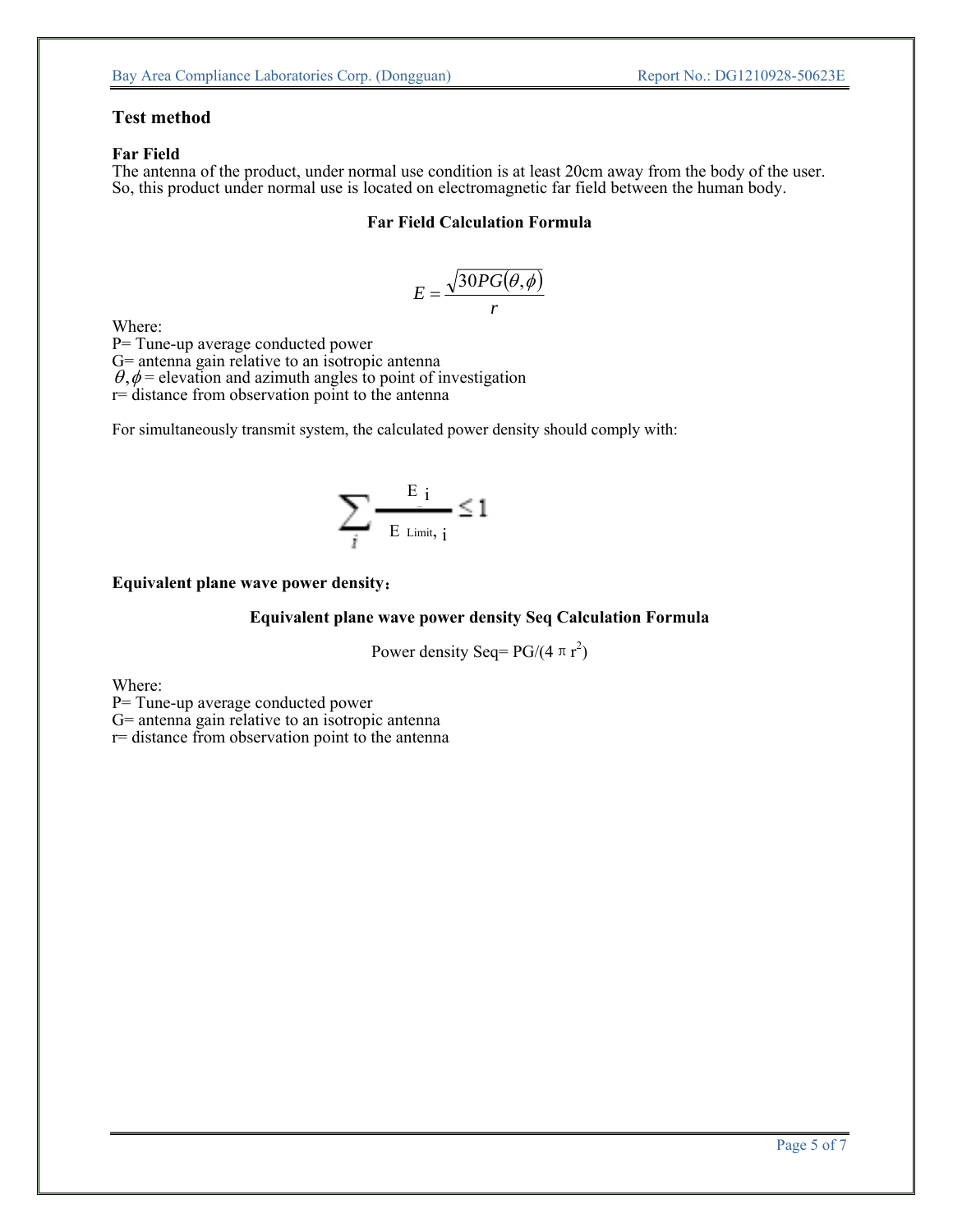## Test method

**Far Field**

The antenna of the product, under normal use condition is at least 20cm away from the body of the user. So, this product under normal use is located on electromagnetic far field between the human body.

**Far Field Calculation Formula**

$$E = \frac{\sqrt{30PG(\theta,\phi)}}{r}$$

Where:
P= Tune-up average conducted power
G= antenna gain relative to an isotropic antenna
$\theta,\phi$= elevation and azimuth angles to point of investigation
r= distance from observation point to the antenna

For simultaneously transmit system, the calculated power density should comply with:

$$\sum_{i} \frac{E_i}{E_{Limit,\, i}} \leq 1$$

**Equivalent plane wave power density：**

**Equivalent plane wave power density Seq Calculation Formula**

Power density Seq= PG/(4 π $r^2$)

Where:
P= Tune-up average conducted power
G= antenna gain relative to an isotropic antenna
r= distance from observation point to the antenna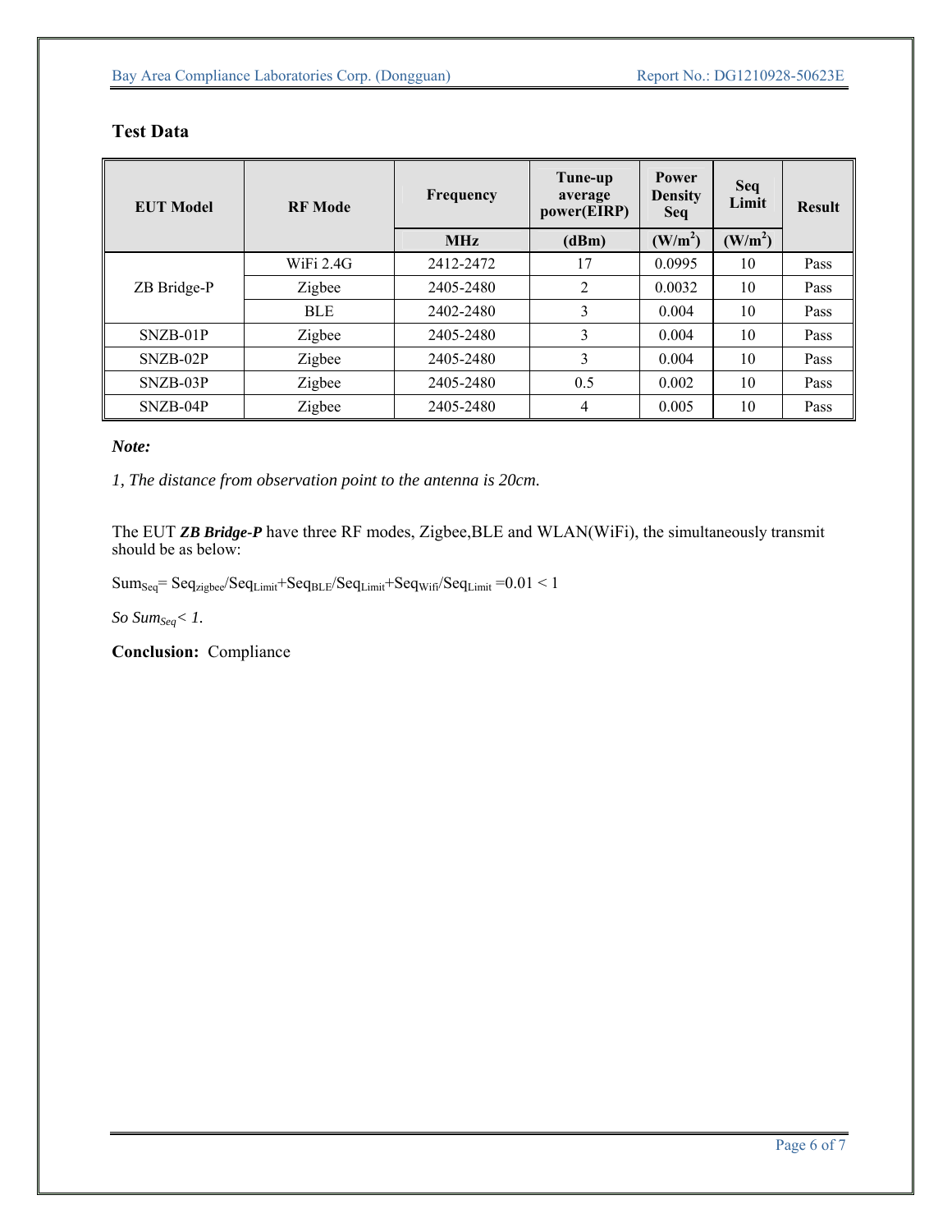## Test Data

| EUT Model | RF Mode | Frequency | Tune-up average power(EIRP) | Power Density Seq | Seq Limit | Result |
|---|---|---|---|---|---|---|
| | | MHz | (dBm) | (W/m$^2$) | (W/m$^2$) | |
| ZB Bridge-P | WiFi 2.4G | 2412-2472 | 17 | 0.0995 | 10 | Pass |
| | Zigbee | 2405-2480 | 2 | 0.0032 | 10 | Pass |
| | BLE | 2402-2480 | 3 | 0.004 | 10 | Pass |
| SNZB-01P | Zigbee | 2405-2480 | 3 | 0.004 | 10 | Pass |
| SNZB-02P | Zigbee | 2405-2480 | 3 | 0.004 | 10 | Pass |
| SNZB-03P | Zigbee | 2405-2480 | 0.5 | 0.002 | 10 | Pass |
| SNZB-04P | Zigbee | 2405-2480 | 4 | 0.005 | 10 | Pass |

***Note:***

*1, The distance from observation point to the antenna is 20cm.*

The EUT ***ZB Bridge-P*** have three RF modes, Zigbee,BLE and WLAN(WiFi), the simultaneously transmit should be as below:

$Sum_{Seq} = Seq_{zigbee}/Seq_{Limit} + Seq_{BLE}/Seq_{Limit} + Seq_{Wifi}/Seq_{Limit} = 0.01 < 1$

*So* $Sum_{Seq} < 1$.

**Conclusion:** Compliance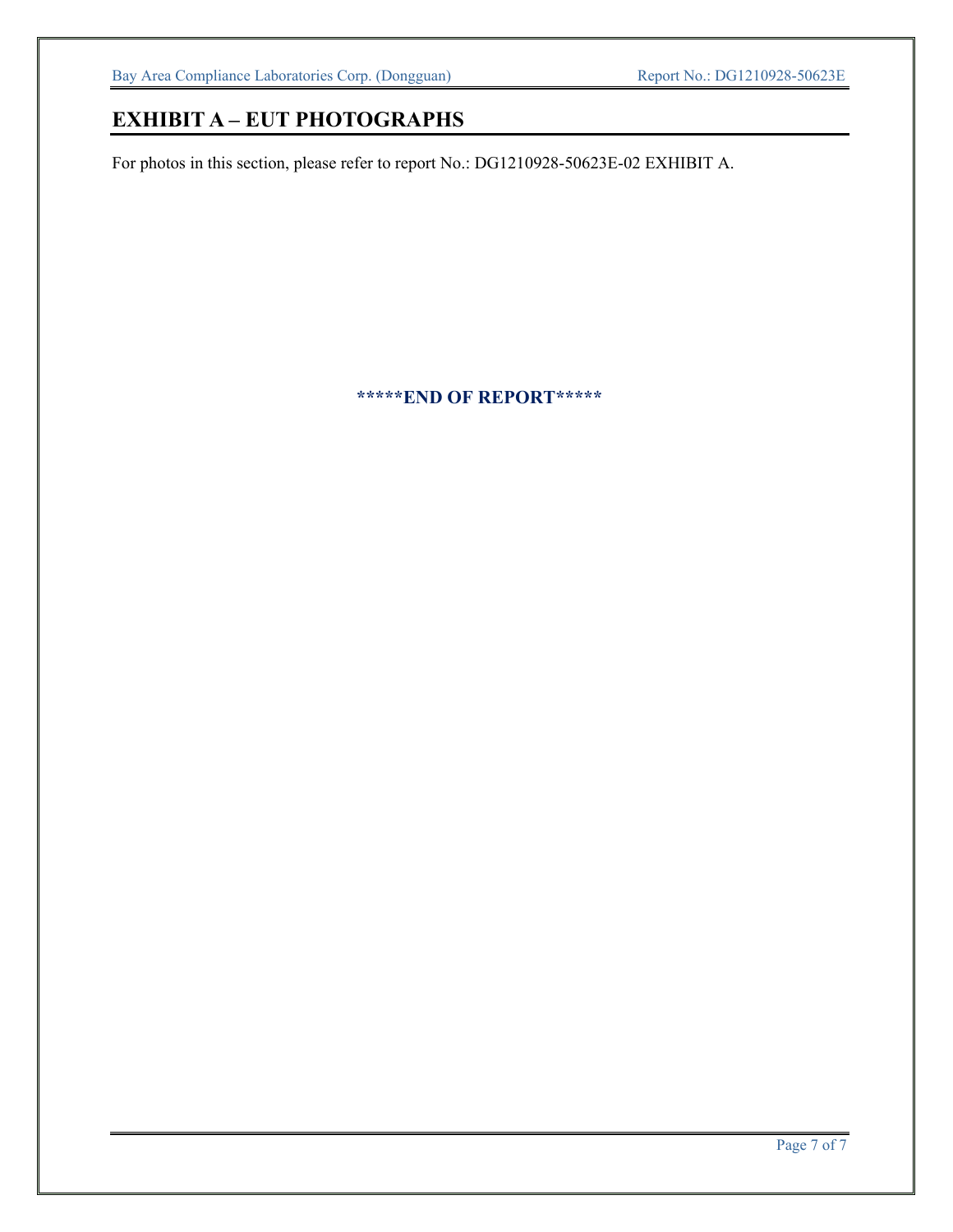# EXHIBIT A – EUT PHOTOGRAPHS

For photos in this section, please refer to report No.: DG1210928-50623E-02 EXHIBIT A.

**\*\*\*\*\*END OF REPORT\*\*\*\*\***